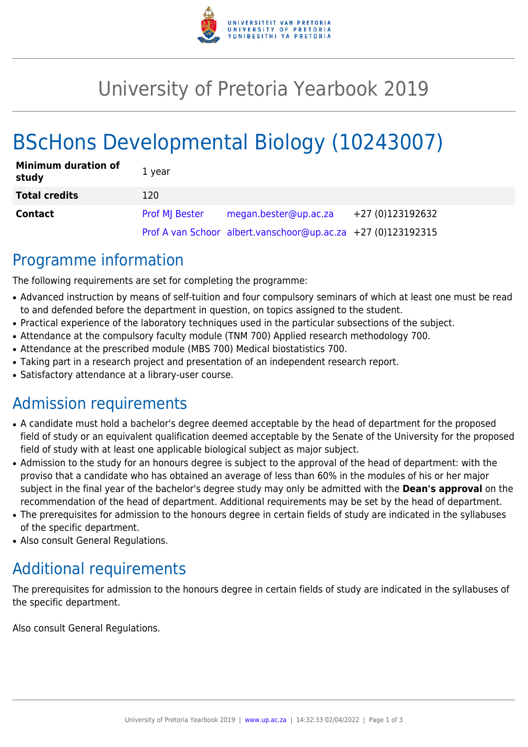# University of Pretoria Yearbook 2019

# BScHons Developmental Biology (10243007)

| | | | |
|---|---|---|---|
| **Minimum duration of study** | 1 year | | |
| **Total credits** | 120 | | |
| **Contact** | Prof MJ Bester | megan.bester@up.ac.za | +27 (0)123192632 |
| | Prof A van Schoor | albert.vanschoor@up.ac.za | +27 (0)123192315 |

## Programme information

The following requirements are set for completing the programme:

- Advanced instruction by means of self-tuition and four compulsory seminars of which at least one must be read to and defended before the department in question, on topics assigned to the student.
- Practical experience of the laboratory techniques used in the particular subsections of the subject.
- Attendance at the compulsory faculty module (TNM 700) Applied research methodology 700.
- Attendance at the prescribed module (MBS 700) Medical biostatistics 700.
- Taking part in a research project and presentation of an independent research report.
- Satisfactory attendance at a library-user course.

## Admission requirements

- A candidate must hold a bachelor's degree deemed acceptable by the head of department for the proposed field of study or an equivalent qualification deemed acceptable by the Senate of the University for the proposed field of study with at least one applicable biological subject as major subject.
- Admission to the study for an honours degree is subject to the approval of the head of department: with the proviso that a candidate who has obtained an average of less than 60% in the modules of his or her major subject in the final year of the bachelor's degree study may only be admitted with the **Dean's approval** on the recommendation of the head of department. Additional requirements may be set by the head of department.
- The prerequisites for admission to the honours degree in certain fields of study are indicated in the syllabuses of the specific department.
- Also consult General Regulations.

## Additional requirements

The prerequisites for admission to the honours degree in certain fields of study are indicated in the syllabuses of the specific department.

Also consult General Regulations.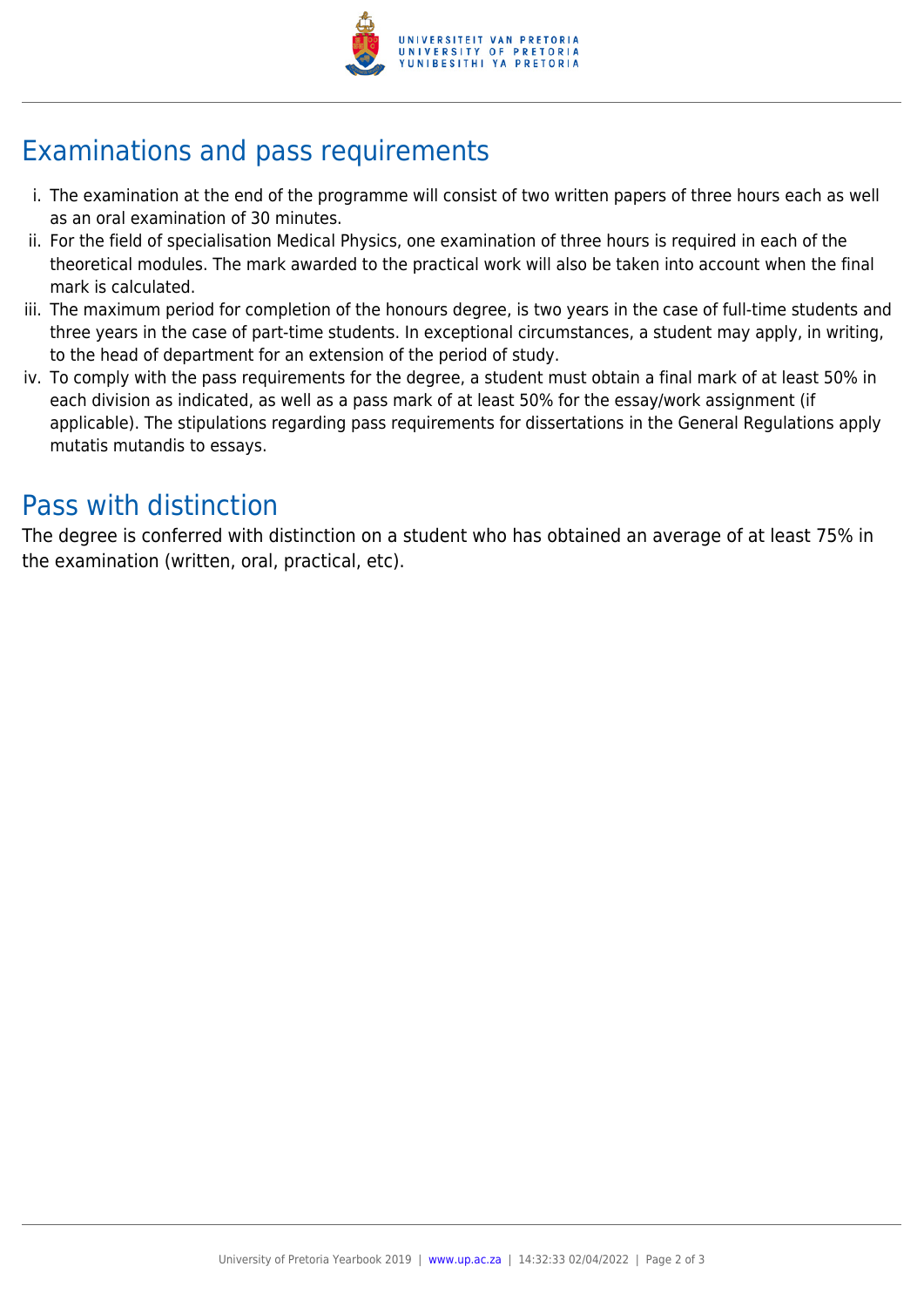## Examinations and pass requirements

i. The examination at the end of the programme will consist of two written papers of three hours each as well as an oral examination of 30 minutes.
ii. For the field of specialisation Medical Physics, one examination of three hours is required in each of the theoretical modules. The mark awarded to the practical work will also be taken into account when the final mark is calculated.
iii. The maximum period for completion of the honours degree, is two years in the case of full-time students and three years in the case of part-time students. In exceptional circumstances, a student may apply, in writing, to the head of department for an extension of the period of study.
iv. To comply with the pass requirements for the degree, a student must obtain a final mark of at least 50% in each division as indicated, as well as a pass mark of at least 50% for the essay/work assignment (if applicable). The stipulations regarding pass requirements for dissertations in the General Regulations apply mutatis mutandis to essays.

## Pass with distinction

The degree is conferred with distinction on a student who has obtained an average of at least 75% in the examination (written, oral, practical, etc).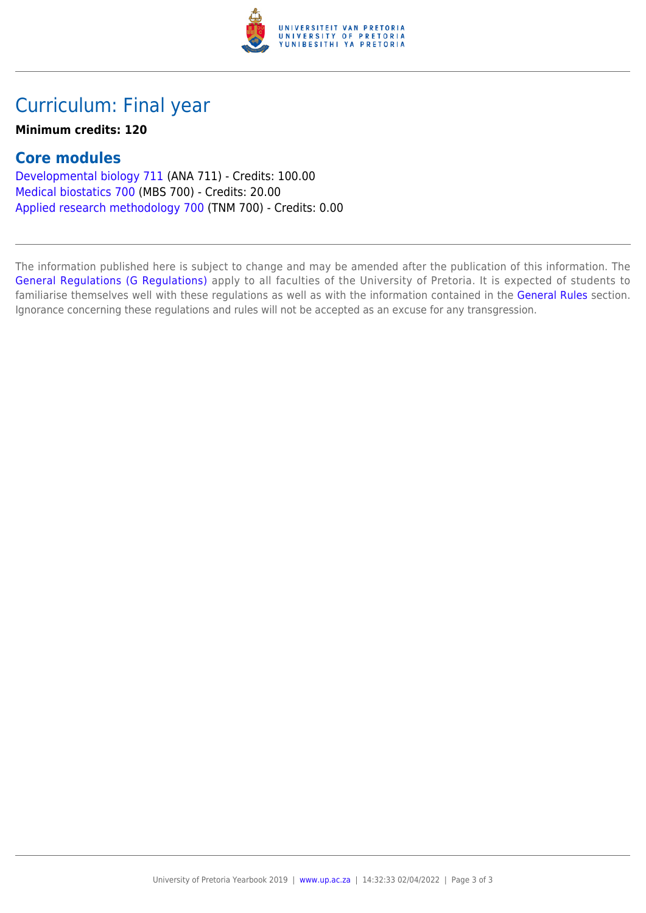# Curriculum: Final year

**Minimum credits: 120**

## Core modules

Developmental biology 711 (ANA 711) - Credits: 100.00
Medical biostatics 700 (MBS 700) - Credits: 20.00
Applied research methodology 700 (TNM 700) - Credits: 0.00

The information published here is subject to change and may be amended after the publication of this information. The General Regulations (G Regulations) apply to all faculties of the University of Pretoria. It is expected of students to familiarise themselves well with these regulations as well as with the information contained in the General Rules section. Ignorance concerning these regulations and rules will not be accepted as an excuse for any transgression.